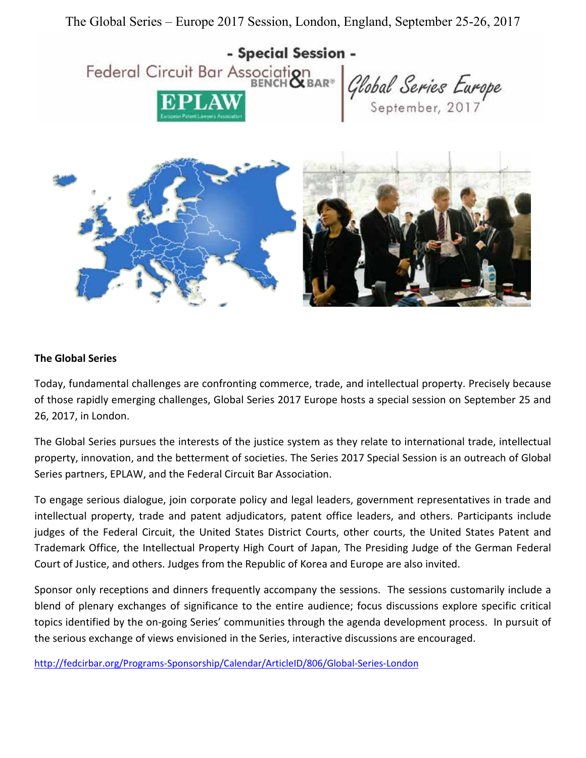The Global Series – Europe 2017 Session, London, England, September 25-26, 2017

- Special Session -

Federal Circuit Bar Association BENCH & BAR®

EPLAW

Global Series Europe September, 2017

**The Global Series**

Today, fundamental challenges are confronting commerce, trade, and intellectual property. Precisely because of those rapidly emerging challenges, Global Series 2017 Europe hosts a special session on September 25 and 26, 2017, in London.

The Global Series pursues the interests of the justice system as they relate to international trade, intellectual property, innovation, and the betterment of societies. The Series 2017 Special Session is an outreach of Global Series partners, EPLAW, and the Federal Circuit Bar Association.

To engage serious dialogue, join corporate policy and legal leaders, government representatives in trade and intellectual property, trade and patent adjudicators, patent office leaders, and others. Participants include judges of the Federal Circuit, the United States District Courts, other courts, the United States Patent and Trademark Office, the Intellectual Property High Court of Japan, The Presiding Judge of the German Federal Court of Justice, and others. Judges from the Republic of Korea and Europe are also invited.

Sponsor only receptions and dinners frequently accompany the sessions. The sessions customarily include a blend of plenary exchanges of significance to the entire audience; focus discussions explore specific critical topics identified by the on-going Series' communities through the agenda development process. In pursuit of the serious exchange of views envisioned in the Series, interactive discussions are encouraged.

http://fedcirbar.org/Programs-Sponsorship/Calendar/ArticleID/806/Global-Series-London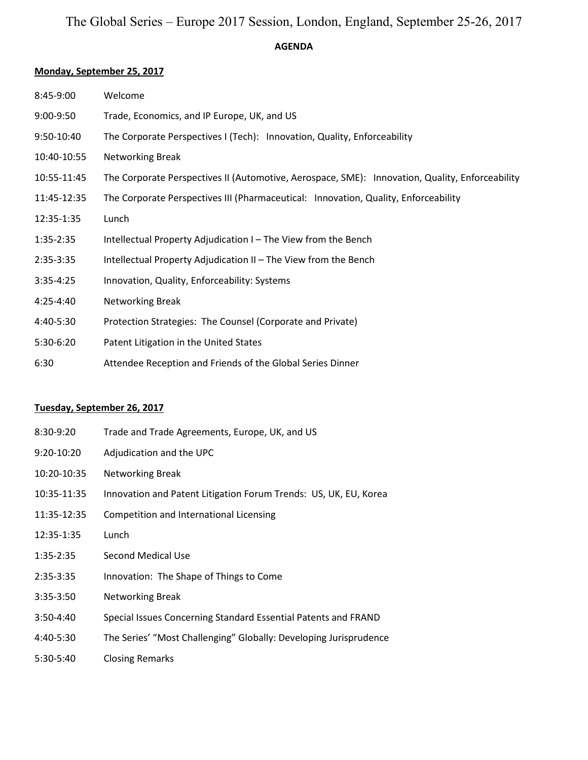# The Global Series – Europe 2017 Session, London, England, September 25-26, 2017

**AGENDA**

**Monday, September 25, 2017**

| | |
|---|---|
| 8:45-9:00 | Welcome |
| 9:00-9:50 | Trade, Economics, and IP Europe, UK, and US |
| 9:50-10:40 | The Corporate Perspectives I (Tech): Innovation, Quality, Enforceability |
| 10:40-10:55 | Networking Break |
| 10:55-11:45 | The Corporate Perspectives II (Automotive, Aerospace, SME): Innovation, Quality, Enforceability |
| 11:45-12:35 | The Corporate Perspectives III (Pharmaceutical: Innovation, Quality, Enforceability |
| 12:35-1:35 | Lunch |
| 1:35-2:35 | Intellectual Property Adjudication I – The View from the Bench |
| 2:35-3:35 | Intellectual Property Adjudication II – The View from the Bench |
| 3:35-4:25 | Innovation, Quality, Enforceability: Systems |
| 4:25-4:40 | Networking Break |
| 4:40-5:30 | Protection Strategies: The Counsel (Corporate and Private) |
| 5:30-6:20 | Patent Litigation in the United States |
| 6:30 | Attendee Reception and Friends of the Global Series Dinner |

**Tuesday, September 26, 2017**

| | |
|---|---|
| 8:30-9:20 | Trade and Trade Agreements, Europe, UK, and US |
| 9:20-10:20 | Adjudication and the UPC |
| 10:20-10:35 | Networking Break |
| 10:35-11:35 | Innovation and Patent Litigation Forum Trends: US, UK, EU, Korea |
| 11:35-12:35 | Competition and International Licensing |
| 12:35-1:35 | Lunch |
| 1:35-2:35 | Second Medical Use |
| 2:35-3:35 | Innovation: The Shape of Things to Come |
| 3:35-3:50 | Networking Break |
| 3:50-4:40 | Special Issues Concerning Standard Essential Patents and FRAND |
| 4:40-5:30 | The Series' "Most Challenging" Globally: Developing Jurisprudence |
| 5:30-5:40 | Closing Remarks |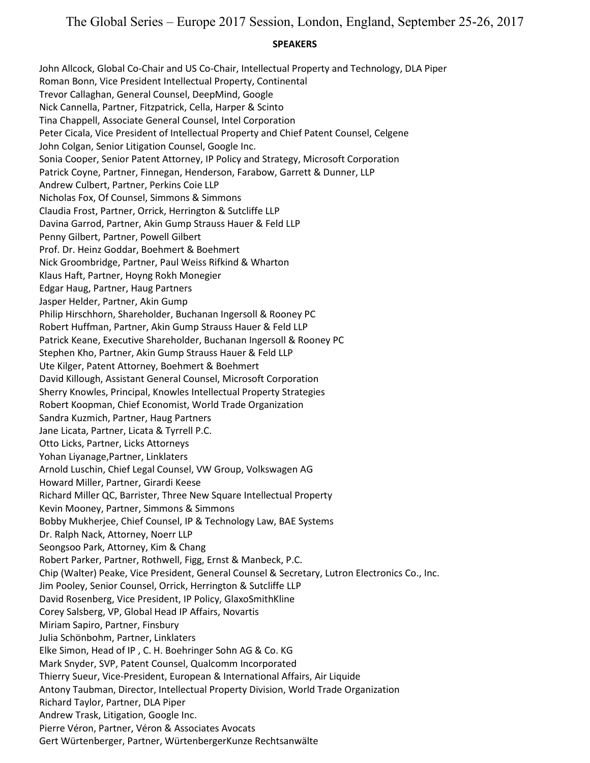# The Global Series – Europe 2017 Session, London, England, September 25-26, 2017

## SPEAKERS

John Allcock, Global Co-Chair and US Co-Chair, Intellectual Property and Technology, DLA Piper
Roman Bonn, Vice President Intellectual Property, Continental
Trevor Callaghan, General Counsel, DeepMind, Google
Nick Cannella, Partner, Fitzpatrick, Cella, Harper & Scinto
Tina Chappell, Associate General Counsel, Intel Corporation
Peter Cicala, Vice President of Intellectual Property and Chief Patent Counsel, Celgene
John Colgan, Senior Litigation Counsel, Google Inc.
Sonia Cooper, Senior Patent Attorney, IP Policy and Strategy, Microsoft Corporation
Patrick Coyne, Partner, Finnegan, Henderson, Farabow, Garrett & Dunner, LLP
Andrew Culbert, Partner, Perkins Coie LLP
Nicholas Fox, Of Counsel, Simmons & Simmons
Claudia Frost, Partner, Orrick, Herrington & Sutcliffe LLP
Davina Garrod, Partner, Akin Gump Strauss Hauer & Feld LLP
Penny Gilbert, Partner, Powell Gilbert
Prof. Dr. Heinz Goddar, Boehmert & Boehmert
Nick Groombridge, Partner, Paul Weiss Rifkind & Wharton
Klaus Haft, Partner, Hoyng Rokh Monegier
Edgar Haug, Partner, Haug Partners
Jasper Helder, Partner, Akin Gump
Philip Hirschhorn, Shareholder, Buchanan Ingersoll & Rooney PC
Robert Huffman, Partner, Akin Gump Strauss Hauer & Feld LLP
Patrick Keane, Executive Shareholder, Buchanan Ingersoll & Rooney PC
Stephen Kho, Partner, Akin Gump Strauss Hauer & Feld LLP
Ute Kilger, Patent Attorney, Boehmert & Boehmert
David Killough, Assistant General Counsel, Microsoft Corporation
Sherry Knowles, Principal, Knowles Intellectual Property Strategies
Robert Koopman, Chief Economist, World Trade Organization
Sandra Kuzmich, Partner, Haug Partners
Jane Licata, Partner, Licata & Tyrrell P.C.
Otto Licks, Partner, Licks Attorneys
Yohan Liyanage,Partner, Linklaters
Arnold Luschin, Chief Legal Counsel, VW Group, Volkswagen AG
Howard Miller, Partner, Girardi Keese
Richard Miller QC, Barrister, Three New Square Intellectual Property
Kevin Mooney, Partner, Simmons & Simmons
Bobby Mukherjee, Chief Counsel, IP & Technology Law, BAE Systems
Dr. Ralph Nack, Attorney, Noerr LLP
Seongsoo Park, Attorney, Kim & Chang
Robert Parker, Partner, Rothwell, Figg, Ernst & Manbeck, P.C.
Chip (Walter) Peake, Vice President, General Counsel & Secretary, Lutron Electronics Co., Inc.
Jim Pooley, Senior Counsel, Orrick, Herrington & Sutcliffe LLP
David Rosenberg, Vice President, IP Policy, GlaxoSmithKline
Corey Salsberg, VP, Global Head IP Affairs, Novartis
Miriam Sapiro, Partner, Finsbury
Julia Schönbohm, Partner, Linklaters
Elke Simon, Head of IP , C. H. Boehringer Sohn AG & Co. KG
Mark Snyder, SVP, Patent Counsel, Qualcomm Incorporated
Thierry Sueur, Vice-President, European & International Affairs, Air Liquide
Antony Taubman, Director, Intellectual Property Division, World Trade Organization
Richard Taylor, Partner, DLA Piper
Andrew Trask, Litigation, Google Inc.
Pierre Véron, Partner, Véron & Associates Avocats
Gert Würtenberger, Partner, WürtenbergerKunze Rechtsanwälte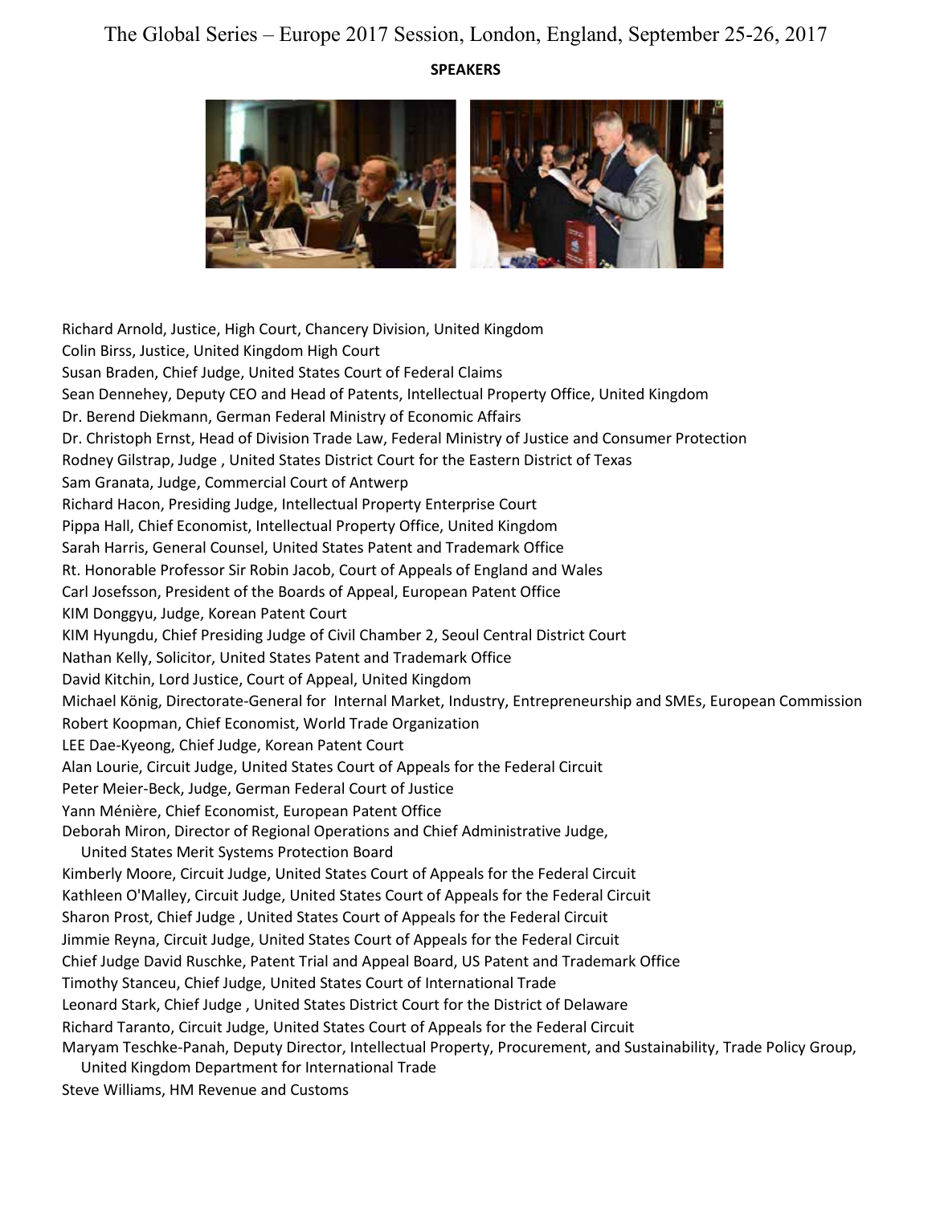# The Global Series – Europe 2017 Session, London, England, September 25-26, 2017

## SPEAKERS

Richard Arnold, Justice, High Court, Chancery Division, United Kingdom
Colin Birss, Justice, United Kingdom High Court
Susan Braden, Chief Judge, United States Court of Federal Claims
Sean Dennehey, Deputy CEO and Head of Patents, Intellectual Property Office, United Kingdom
Dr. Berend Diekmann, German Federal Ministry of Economic Affairs
Dr. Christoph Ernst, Head of Division Trade Law, Federal Ministry of Justice and Consumer Protection
Rodney Gilstrap, Judge , United States District Court for the Eastern District of Texas
Sam Granata, Judge, Commercial Court of Antwerp
Richard Hacon, Presiding Judge, Intellectual Property Enterprise Court
Pippa Hall, Chief Economist, Intellectual Property Office, United Kingdom
Sarah Harris, General Counsel, United States Patent and Trademark Office
Rt. Honorable Professor Sir Robin Jacob, Court of Appeals of England and Wales
Carl Josefsson, President of the Boards of Appeal, European Patent Office
KIM Donggyu, Judge, Korean Patent Court
KIM Hyungdu, Chief Presiding Judge of Civil Chamber 2, Seoul Central District Court
Nathan Kelly, Solicitor, United States Patent and Trademark Office
David Kitchin, Lord Justice, Court of Appeal, United Kingdom
Michael König, Directorate-General for Internal Market, Industry, Entrepreneurship and SMEs, European Commission
Robert Koopman, Chief Economist, World Trade Organization
LEE Dae-Kyeong, Chief Judge, Korean Patent Court
Alan Lourie, Circuit Judge, United States Court of Appeals for the Federal Circuit
Peter Meier-Beck, Judge, German Federal Court of Justice
Yann Ménière, Chief Economist, European Patent Office
Deborah Miron, Director of Regional Operations and Chief Administrative Judge, United States Merit Systems Protection Board
Kimberly Moore, Circuit Judge, United States Court of Appeals for the Federal Circuit
Kathleen O'Malley, Circuit Judge, United States Court of Appeals for the Federal Circuit
Sharon Prost, Chief Judge , United States Court of Appeals for the Federal Circuit
Jimmie Reyna, Circuit Judge, United States Court of Appeals for the Federal Circuit
Chief Judge David Ruschke, Patent Trial and Appeal Board, US Patent and Trademark Office
Timothy Stanceu, Chief Judge, United States Court of International Trade
Leonard Stark, Chief Judge , United States District Court for the District of Delaware
Richard Taranto, Circuit Judge, United States Court of Appeals for the Federal Circuit
Maryam Teschke-Panah, Deputy Director, Intellectual Property, Procurement, and Sustainability, Trade Policy Group, United Kingdom Department for International Trade
Steve Williams, HM Revenue and Customs